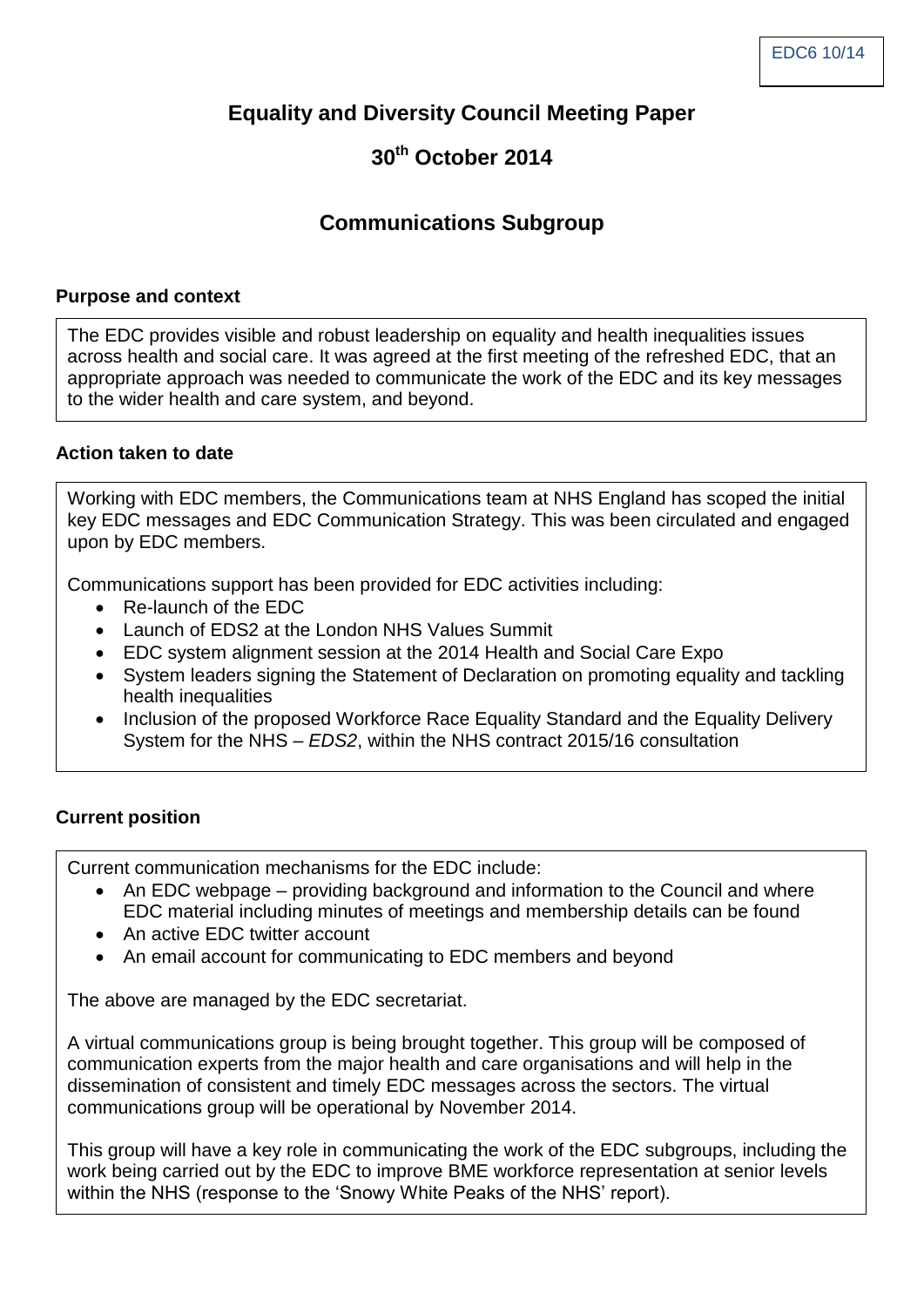EDC6 10/14

# Equality and Diversity Council Meeting Paper

## 30th October 2014

## Communications Subgroup

### Purpose and context

The EDC provides visible and robust leadership on equality and health inequalities issues across health and social care. It was agreed at the first meeting of the refreshed EDC, that an appropriate approach was needed to communicate the work of the EDC and its key messages to the wider health and care system, and beyond.

### Action taken to date

Working with EDC members, the Communications team at NHS England has scoped the initial key EDC messages and EDC Communication Strategy. This was been circulated and engaged upon by EDC members.

Communications support has been provided for EDC activities including:

- Re-launch of the EDC
- Launch of EDS2 at the London NHS Values Summit
- EDC system alignment session at the 2014 Health and Social Care Expo
- System leaders signing the Statement of Declaration on promoting equality and tackling health inequalities
- Inclusion of the proposed Workforce Race Equality Standard and the Equality Delivery System for the NHS – *EDS2*, within the NHS contract 2015/16 consultation

### Current position

Current communication mechanisms for the EDC include:

- An EDC webpage – providing background and information to the Council and where EDC material including minutes of meetings and membership details can be found
- An active EDC twitter account
- An email account for communicating to EDC members and beyond

The above are managed by the EDC secretariat.

A virtual communications group is being brought together. This group will be composed of communication experts from the major health and care organisations and will help in the dissemination of consistent and timely EDC messages across the sectors. The virtual communications group will be operational by November 2014.

This group will have a key role in communicating the work of the EDC subgroups, including the work being carried out by the EDC to improve BME workforce representation at senior levels within the NHS (response to the 'Snowy White Peaks of the NHS' report).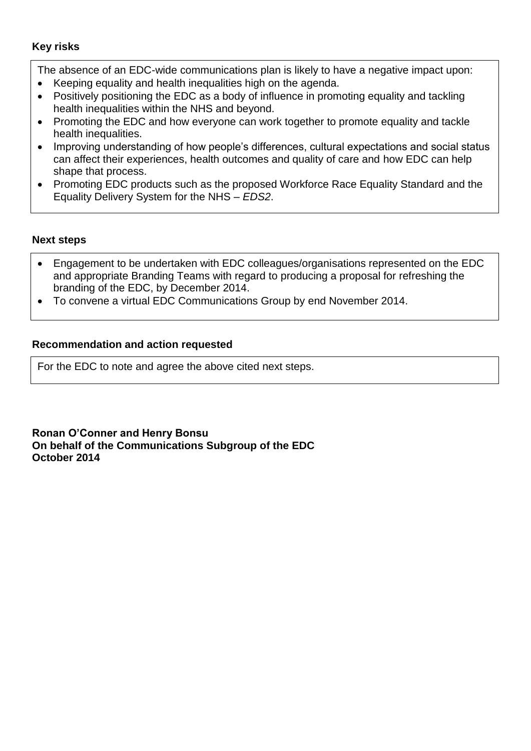**Key risks**

The absence of an EDC-wide communications plan is likely to have a negative impact upon:

- Keeping equality and health inequalities high on the agenda.
- Positively positioning the EDC as a body of influence in promoting equality and tackling health inequalities within the NHS and beyond.
- Promoting the EDC and how everyone can work together to promote equality and tackle health inequalities.
- Improving understanding of how people's differences, cultural expectations and social status can affect their experiences, health outcomes and quality of care and how EDC can help shape that process.
- Promoting EDC products such as the proposed Workforce Race Equality Standard and the Equality Delivery System for the NHS – *EDS2*.

**Next steps**

- Engagement to be undertaken with EDC colleagues/organisations represented on the EDC and appropriate Branding Teams with regard to producing a proposal for refreshing the branding of the EDC, by December 2014.
- To convene a virtual EDC Communications Group by end November 2014.

**Recommendation and action requested**

For the EDC to note and agree the above cited next steps.

**Ronan O'Conner and Henry Bonsu**
**On behalf of the Communications Subgroup of the EDC**
**October 2014**